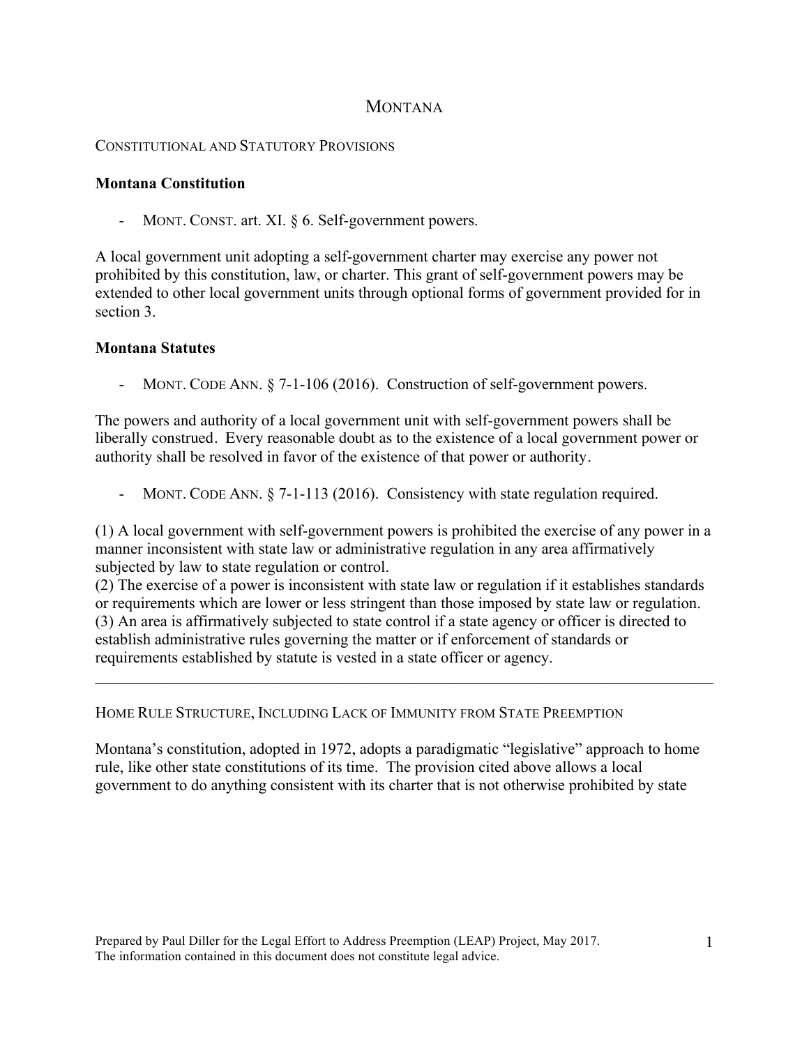# MONTANA

## CONSTITUTIONAL AND STATUTORY PROVISIONS

### Montana Constitution

- MONT. CONST. art. XI. § 6. Self-government powers.

A local government unit adopting a self-government charter may exercise any power not prohibited by this constitution, law, or charter. This grant of self-government powers may be extended to other local government units through optional forms of government provided for in section 3.

### Montana Statutes

- MONT. CODE ANN. § 7-1-106 (2016). Construction of self-government powers.

The powers and authority of a local government unit with self-government powers shall be liberally construed. Every reasonable doubt as to the existence of a local government power or authority shall be resolved in favor of the existence of that power or authority.

- MONT. CODE ANN. § 7-1-113 (2016). Consistency with state regulation required.

(1) A local government with self-government powers is prohibited the exercise of any power in a manner inconsistent with state law or administrative regulation in any area affirmatively subjected by law to state regulation or control.
(2) The exercise of a power is inconsistent with state law or regulation if it establishes standards or requirements which are lower or less stringent than those imposed by state law or regulation.
(3) An area is affirmatively subjected to state control if a state agency or officer is directed to establish administrative rules governing the matter or if enforcement of standards or requirements established by statute is vested in a state officer or agency.

---

## HOME RULE STRUCTURE, INCLUDING LACK OF IMMUNITY FROM STATE PREEMPTION

Montana's constitution, adopted in 1972, adopts a paradigmatic "legislative" approach to home rule, like other state constitutions of its time. The provision cited above allows a local government to do anything consistent with its charter that is not otherwise prohibited by state

Prepared by Paul Diller for the Legal Effort to Address Preemption (LEAP) Project, May 2017.
The information contained in this document does not constitute legal advice.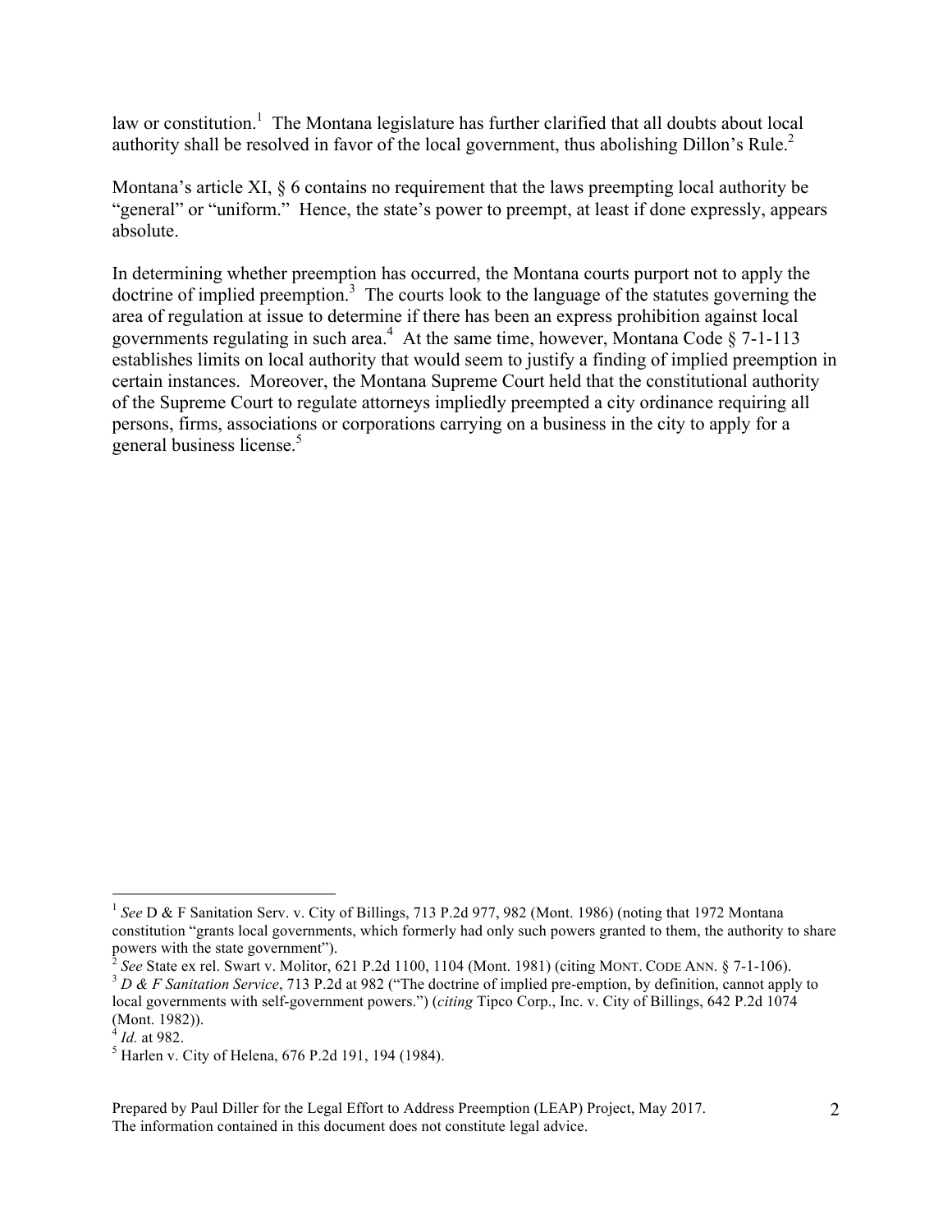law or constitution.[1] The Montana legislature has further clarified that all doubts about local authority shall be resolved in favor of the local government, thus abolishing Dillon's Rule.[2]

Montana's article XI, § 6 contains no requirement that the laws preempting local authority be "general" or "uniform." Hence, the state's power to preempt, at least if done expressly, appears absolute.

In determining whether preemption has occurred, the Montana courts purport not to apply the doctrine of implied preemption.[3] The courts look to the language of the statutes governing the area of regulation at issue to determine if there has been an express prohibition against local governments regulating in such area.[4] At the same time, however, Montana Code § 7-1-113 establishes limits on local authority that would seem to justify a finding of implied preemption in certain instances. Moreover, the Montana Supreme Court held that the constitutional authority of the Supreme Court to regulate attorneys impliedly preempted a city ordinance requiring all persons, firms, associations or corporations carrying on a business in the city to apply for a general business license.[5]

---

[1] *See* D & F Sanitation Serv. v. City of Billings, 713 P.2d 977, 982 (Mont. 1986) (noting that 1972 Montana constitution "grants local governments, which formerly had only such powers granted to them, the authority to share powers with the state government").

[2] *See* State ex rel. Swart v. Molitor, 621 P.2d 1100, 1104 (Mont. 1981) (citing MONT. CODE ANN. § 7-1-106).

[3] *D & F Sanitation Service*, 713 P.2d at 982 ("The doctrine of implied pre-emption, by definition, cannot apply to local governments with self-government powers.") (*citing* Tipco Corp., Inc. v. City of Billings, 642 P.2d 1074 (Mont. 1982)).

[4] *Id.* at 982.

[5] Harlen v. City of Helena, 676 P.2d 191, 194 (1984).

Prepared by Paul Diller for the Legal Effort to Address Preemption (LEAP) Project, May 2017.
The information contained in this document does not constitute legal advice.